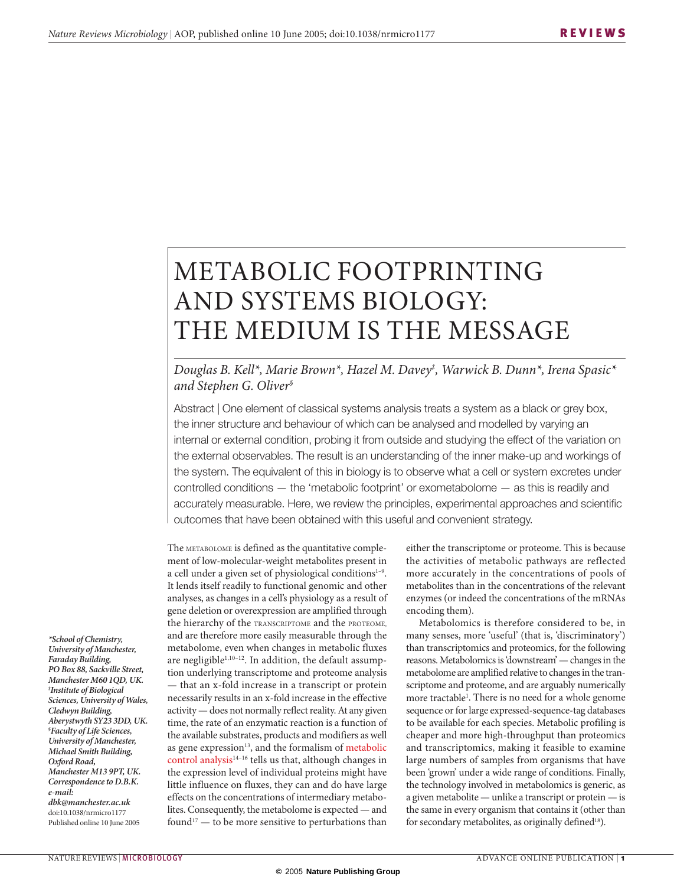# METABOLIC FOOTPRINTING AND SYSTEMS BIOLOGY: THE MEDIUM IS THE MESSAGE

*Douglas B. Kell\*, Marie Brown\*, Hazel M. Davey‡, Warwick B. Dunn\*, Irena Spasic\* and Stephen G. Oliver§*

Abstract | One element of classical systems analysis treats a system as a black or grey box, the inner structure and behaviour of which can be analysed and modelled by varying an internal or external condition, probing it from outside and studying the effect of the variation on the external observables. The result is an understanding of the inner make-up and workings of the system. The equivalent of this in biology is to observe what a cell or system excretes under controlled conditions — the 'metabolic footprint' or exometabolome — as this is readily and accurately measurable. Here, we review the principles, experimental approaches and scientific outcomes that have been obtained with this useful and convenient strategy.

*\*School of Chemistry, University of Manchester, Faraday Building, PO Box 88, Sackville Street, Manchester M60 1QD, UK.*
*‡Institute of Biological Sciences, University of Wales, Cledwyn Building, Aberystwyth SY23 3DD, UK.*
*§Faculty of Life Sciences, University of Manchester, Michael Smith Building, Oxford Road, Manchester M13 9PT, UK.*
*Correspondence to D.B.K. e-mail: dbk@manchester.ac.uk*
doi:10.1038/nrmicro1177
Published online 10 June 2005

The METABOLOME is defined as the quantitative complement of low-molecular-weight metabolites present in a cell under a given set of physiological conditions[1–9]. It lends itself readily to functional genomic and other analyses, as changes in a cell's physiology as a result of gene deletion or overexpression are amplified through the hierarchy of the TRANSCRIPTOME and the PROTEOME, and are therefore more easily measurable through the metabolome, even when changes in metabolic fluxes are negligible[1,10–12]. In addition, the default assumption underlying transcriptome and proteome analysis — that an x-fold increase in a transcript or protein necessarily results in an x-fold increase in the effective activity — does not normally reflect reality. At any given time, the rate of an enzymatic reaction is a function of the available substrates, products and modifiers as well as gene expression[13], and the formalism of metabolic control analysis[14–16] tells us that, although changes in the expression level of individual proteins might have little influence on fluxes, they can and do have large effects on the concentrations of intermediary metabolites. Consequently, the metabolome is expected — and found[17] — to be more sensitive to perturbations than either the transcriptome or proteome. This is because the activities of metabolic pathways are reflected more accurately in the concentrations of pools of metabolites than in the concentrations of the relevant enzymes (or indeed the concentrations of the mRNAs encoding them).

Metabolomics is therefore considered to be, in many senses, more 'useful' (that is, 'discriminatory') than transcriptomics and proteomics, for the following reasons. Metabolomics is 'downstream' — changes in the metabolome are amplified relative to changes in the transcriptome and proteome, and are arguably numerically more tractable[1]. There is no need for a whole genome sequence or for large expressed-sequence-tag databases to be available for each species. Metabolic profiling is cheaper and more high-throughput than proteomics and transcriptomics, making it feasible to examine large numbers of samples from organisms that have been 'grown' under a wide range of conditions. Finally, the technology involved in metabolomics is generic, as a given metabolite — unlike a transcript or protein — is the same in every organism that contains it (other than for secondary metabolites, as originally defined[18]).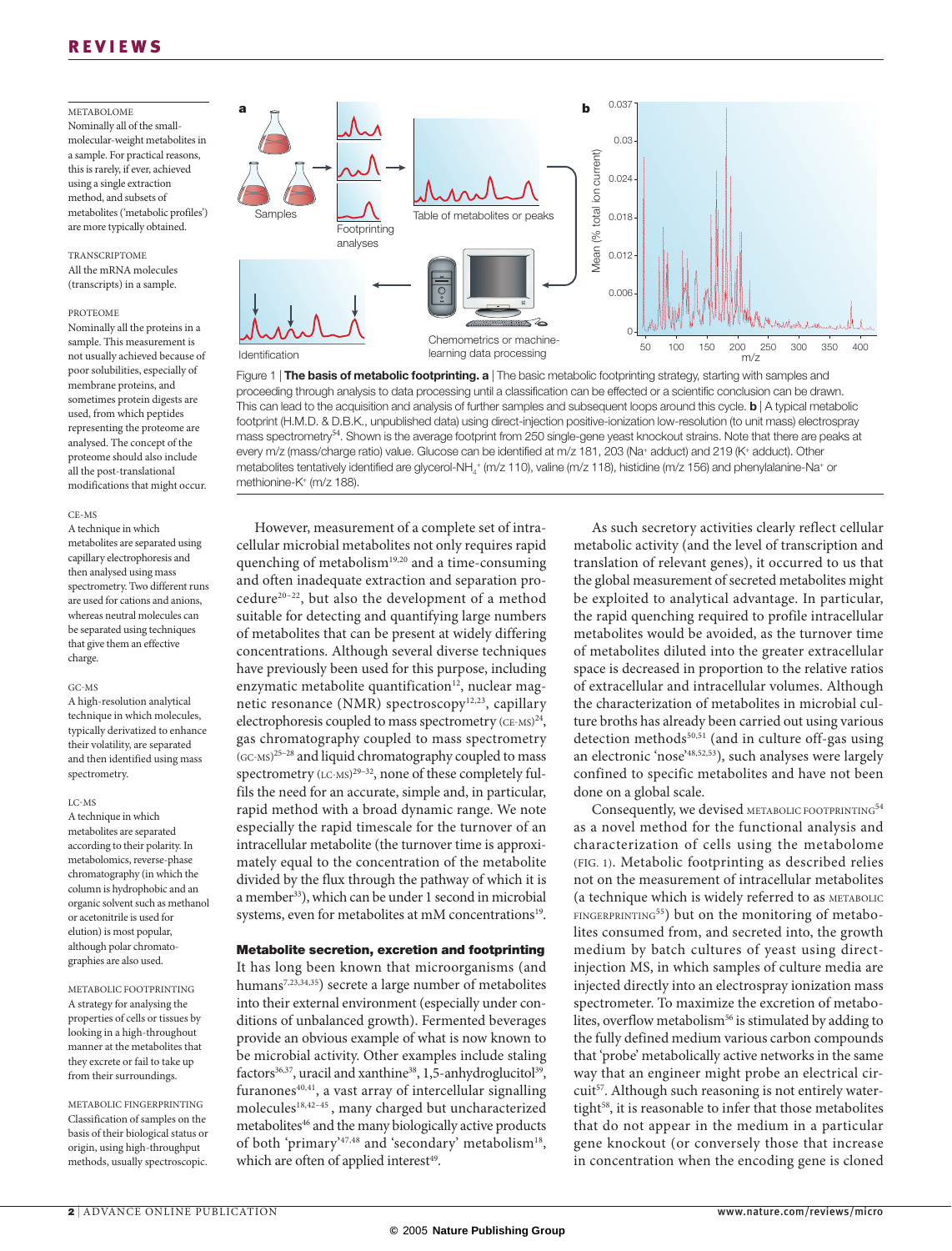METABOLOME
Nominally all of the small-molecular-weight metabolites in a sample. For practical reasons, this is rarely, if ever, achieved using a single extraction method, and subsets of metabolites ('metabolic profiles') are more typically obtained.

TRANSCRIPTOME
All the mRNA molecules (transcripts) in a sample.

PROTEOME
Nominally all the proteins in a sample. This measurement is not usually achieved because of poor solubilities, especially of membrane proteins, and sometimes protein digests are used, from which peptides representing the proteome are analysed. The concept of the proteome should also include all the post-translational modifications that might occur.

CE-MS
A technique in which metabolites are separated using capillary electrophoresis and then analysed using mass spectrometry. Two different runs are used for cations and anions, whereas neutral molecules can be separated using techniques that give them an effective charge.

GC-MS
A high-resolution analytical technique in which molecules, typically derivatized to enhance their volatility, are separated and then identified using mass spectrometry.

LC-MS
A technique in which metabolites are separated according to their polarity. In metabolomics, reverse-phase chromatography (in which the column is hydrophobic and an organic solvent such as methanol or acetonitrile is used for elution) is most popular, although polar chromatographies are also used.

METABOLIC FOOTPRINTING
A strategy for analysing the properties of cells or tissues by looking in a high-throughput manner at the metabolites that they excrete or fail to take up from their surroundings.

METABOLIC FINGERPRINTING
Classification of samples on the basis of their biological status or origin, using high-throughput methods, usually spectroscopic.

Figure 1 | **The basis of metabolic footprinting. a** | The basic metabolic footprinting strategy, starting with samples and proceeding through analysis to data processing until a classification can be effected or a scientific conclusion can be drawn. This can lead to the acquisition and analysis of further samples and subsequent loops around this cycle. **b** | A typical metabolic footprint (H.M.D. & D.B.K., unpublished data) using direct-injection positive-ionization low-resolution (to unit mass) electrospray mass spectrometry[54]. Shown is the average footprint from 250 single-gene yeast knockout strains. Note that there are peaks at every m/z (mass/charge ratio) value. Glucose can be identified at m/z 181, 203 ($Na^+$ adduct) and 219 ($K^+$ adduct). Other metabolites tentatively identified are glycerol-$NH_4^+$ (m/z 110), valine (m/z 118), histidine (m/z 156) and phenylalanine-$Na^+$ or methionine-$K^+$ (m/z 188).

However, measurement of a complete set of intracellular microbial metabolites not only requires rapid quenching of metabolism[19,20] and a time-consuming and often inadequate extraction and separation procedure[20–22], but also the development of a method suitable for detecting and quantifying large numbers of metabolites that can be present at widely differing concentrations. Although several diverse techniques have previously been used for this purpose, including enzymatic metabolite quantification[12], nuclear magnetic resonance (NMR) spectroscopy[12,23], capillary electrophoresis coupled to mass spectrometry (CE-MS)[24], gas chromatography coupled to mass spectrometry (GC-MS)[25–28] and liquid chromatography coupled to mass spectrometry (LC-MS)[29–32], none of these completely fulfils the need for an accurate, simple and, in particular, rapid method with a broad dynamic range. We note especially the rapid timescale for the turnover of an intracellular metabolite (the turnover time is approximately equal to the concentration of the metabolite divided by the flux through the pathway of which it is a member[33]), which can be under 1 second in microbial systems, even for metabolites at mM concentrations[19].

## Metabolite secretion, excretion and footprinting

It has long been known that microorganisms (and humans[7,23,34,35]) secrete a large number of metabolites into their external environment (especially under conditions of unbalanced growth). Fermented beverages provide an obvious example of what is now known to be microbial activity. Other examples include staling factors[36,37], uracil and xanthine[38], 1,5-anhydroglucitol[39], furanones[40,41], a vast array of intercellular signalling molecules[18,42–45], many charged but uncharacterized metabolites[46] and the many biologically active products of both 'primary'[47,48] and 'secondary' metabolism[18], which are often of applied interest[49].

As such secretory activities clearly reflect cellular metabolic activity (and the level of transcription and translation of relevant genes), it occurred to us that the global measurement of secreted metabolites might be exploited to analytical advantage. In particular, the rapid quenching required to profile intracellular metabolites would be avoided, as the turnover time of metabolites diluted into the greater extracellular space is decreased in proportion to the relative ratios of extracellular and intracellular volumes. Although the characterization of metabolites in microbial culture broths has already been carried out using various detection methods[50,51] (and in culture off-gas using an electronic 'nose'[48,52,53]), such analyses were largely confined to specific metabolites and have not been done on a global scale.

Consequently, we devised METABOLIC FOOTPRINTING[54] as a novel method for the functional analysis and characterization of cells using the metabolome (FIG. 1). Metabolic footprinting as described relies not on the measurement of intracellular metabolites (a technique which is widely referred to as METABOLIC FINGERPRINTING[55]) but on the monitoring of metabolites consumed from, and secreted into, the growth medium by batch cultures of yeast using direct-injection MS, in which samples of culture media are injected directly into an electrospray ionization mass spectrometer. To maximize the excretion of metabolites, overflow metabolism[56] is stimulated by adding to the fully defined medium various carbon compounds that 'probe' metabolically active networks in the same way that an engineer might probe an electrical circuit[57]. Although such reasoning is not entirely watertight[58], it is reasonable to infer that those metabolites that do not appear in the medium in a particular gene knockout (or conversely those that increase in concentration when the encoding gene is cloned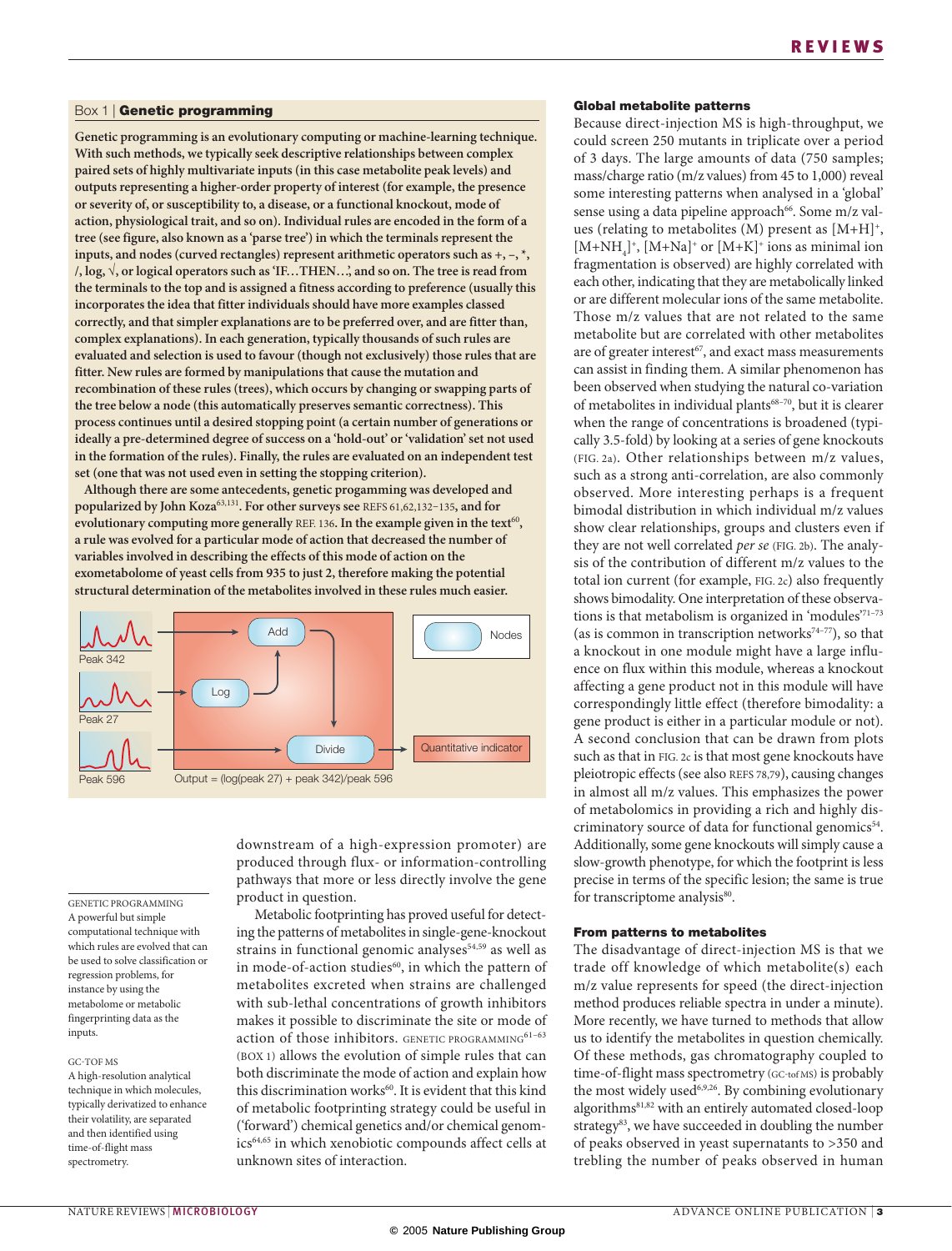## Box 1 | Genetic programming

**Genetic programming is an evolutionary computing or machine-learning technique. With such methods, we typically seek descriptive relationships between complex paired sets of highly multivariate inputs (in this case metabolite peak levels) and outputs representing a higher-order property of interest (for example, the presence or severity of, or susceptibility to, a disease, or a functional knockout, mode of action, physiological trait, and so on). Individual rules are encoded in the form of a tree (see figure, also known as a 'parse tree') in which the terminals represent the inputs, and nodes (curved rectangles) represent arithmetic operators such as +, –, *, /, log, √, or logical operators such as 'IF…THEN…', and so on. The tree is read from the terminals to the top and is assigned a fitness according to preference (usually this incorporates the idea that fitter individuals should have more examples classed correctly, and that simpler explanations are to be preferred over, and are fitter than, complex explanations). In each generation, typically thousands of such rules are evaluated and selection is used to favour (though not exclusively) those rules that are fitter. New rules are formed by manipulations that cause the mutation and recombination of these rules (trees), which occurs by changing or swapping parts of the tree below a node (this automatically preserves semantic correctness). This process continues until a desired stopping point (a certain number of generations or ideally a pre-determined degree of success on a 'hold-out' or 'validation' set not used in the formation of the rules). Finally, the rules are evaluated on an independent test set (one that was not used even in setting the stopping criterion).**

**Although there are some antecedents, genetic progamming was developed and popularized by John Koza[63,131]. For other surveys see REFS 61,62,132–135, and for evolutionary computing more generally REF. 136. In the example given in the text[60], a rule was evolved for a particular mode of action that decreased the number of variables involved in describing the effects of this mode of action on the exometabolome of yeast cells from 935 to just 2, therefore making the potential structural determination of the metabolites involved in these rules much easier.**

Peak 342
Peak 27
Peak 596
Add
Log
Divide
Nodes
Quantitative indicator
Output = (log(peak 27) + peak 342)/peak 596

downstream of a high-expression promoter) are produced through flux- or information-controlling pathways that more or less directly involve the gene product in question.

Metabolic footprinting has proved useful for detecting the patterns of metabolites in single-gene-knockout strains in functional genomic analyses[54,59] as well as in mode-of-action studies[60], in which the pattern of metabolites excreted when strains are challenged with sub-lethal concentrations of growth inhibitors makes it possible to discriminate the site or mode of action of those inhibitors. GENETIC PROGRAMMING[61–63] (BOX 1) allows the evolution of simple rules that can both discriminate the mode of action and explain how this discrimination works[60]. It is evident that this kind of metabolic footprinting strategy could be useful in ('forward') chemical genetics and/or chemical genomics[64,65] in which xenobiotic compounds affect cells at unknown sites of interaction.

GENETIC PROGRAMMING
A powerful but simple computational technique with which rules are evolved that can be used to solve classification or regression problems, for instance by using the metabolome or metabolic fingerprinting data as the inputs.

GC-TOF MS
A high-resolution analytical technique in which molecules, typically derivatized to enhance their volatility, are separated and then identified using time-of-flight mass spectrometry.

### Global metabolite patterns

Because direct-injection MS is high-throughput, we could screen 250 mutants in triplicate over a period of 3 days. The large amounts of data (750 samples; mass/charge ratio (m/z values) from 45 to 1,000) reveal some interesting patterns when analysed in a 'global' sense using a data pipeline approach[66]. Some m/z values (relating to metabolites (M) present as $[M+H]^+$, $[M+NH_4]^+$, $[M+Na]^+$ or $[M+K]^+$ ions as minimal ion fragmentation is observed) are highly correlated with each other, indicating that they are metabolically linked or are different molecular ions of the same metabolite. Those m/z values that are not related to the same metabolite but are correlated with other metabolites are of greater interest[67], and exact mass measurements can assist in finding them. A similar phenomenon has been observed when studying the natural co-variation of metabolites in individual plants[68–70], but it is clearer when the range of concentrations is broadened (typically 3.5-fold) by looking at a series of gene knockouts (FIG. 2a). Other relationships between m/z values, such as a strong anti-correlation, are also commonly observed. More interesting perhaps is a frequent bimodal distribution in which individual m/z values show clear relationships, groups and clusters even if they are not well correlated *per se* (FIG. 2b). The analysis of the contribution of different m/z values to the total ion current (for example, FIG. 2c) also frequently shows bimodality. One interpretation of these observations is that metabolism is organized in 'modules'[71–73] (as is common in transcription networks[74–77]), so that a knockout in one module might have a large influence on flux within this module, whereas a knockout affecting a gene product not in this module will have correspondingly little effect (therefore bimodality: a gene product is either in a particular module or not). A second conclusion that can be drawn from plots such as that in FIG. 2c is that most gene knockouts have pleiotropic effects (see also REFS 78,79), causing changes in almost all m/z values. This emphasizes the power of metabolomics in providing a rich and highly discriminatory source of data for functional genomics[54]. Additionally, some gene knockouts will simply cause a slow-growth phenotype, for which the footprint is less precise in terms of the specific lesion; the same is true for transcriptome analysis[80].

### From patterns to metabolites

The disadvantage of direct-injection MS is that we trade off knowledge of which metabolite(s) each m/z value represents for speed (the direct-injection method produces reliable spectra in under a minute). More recently, we have turned to methods that allow us to identify the metabolites in question chemically. Of these methods, gas chromatography coupled to time-of-flight mass spectrometry (GC-TOF MS) is probably the most widely used[6,9,26]. By combining evolutionary algorithms[81,82] with an entirely automated closed-loop strategy[83], we have succeeded in doubling the number of peaks observed in yeast supernatants to >350 and trebling the number of peaks observed in human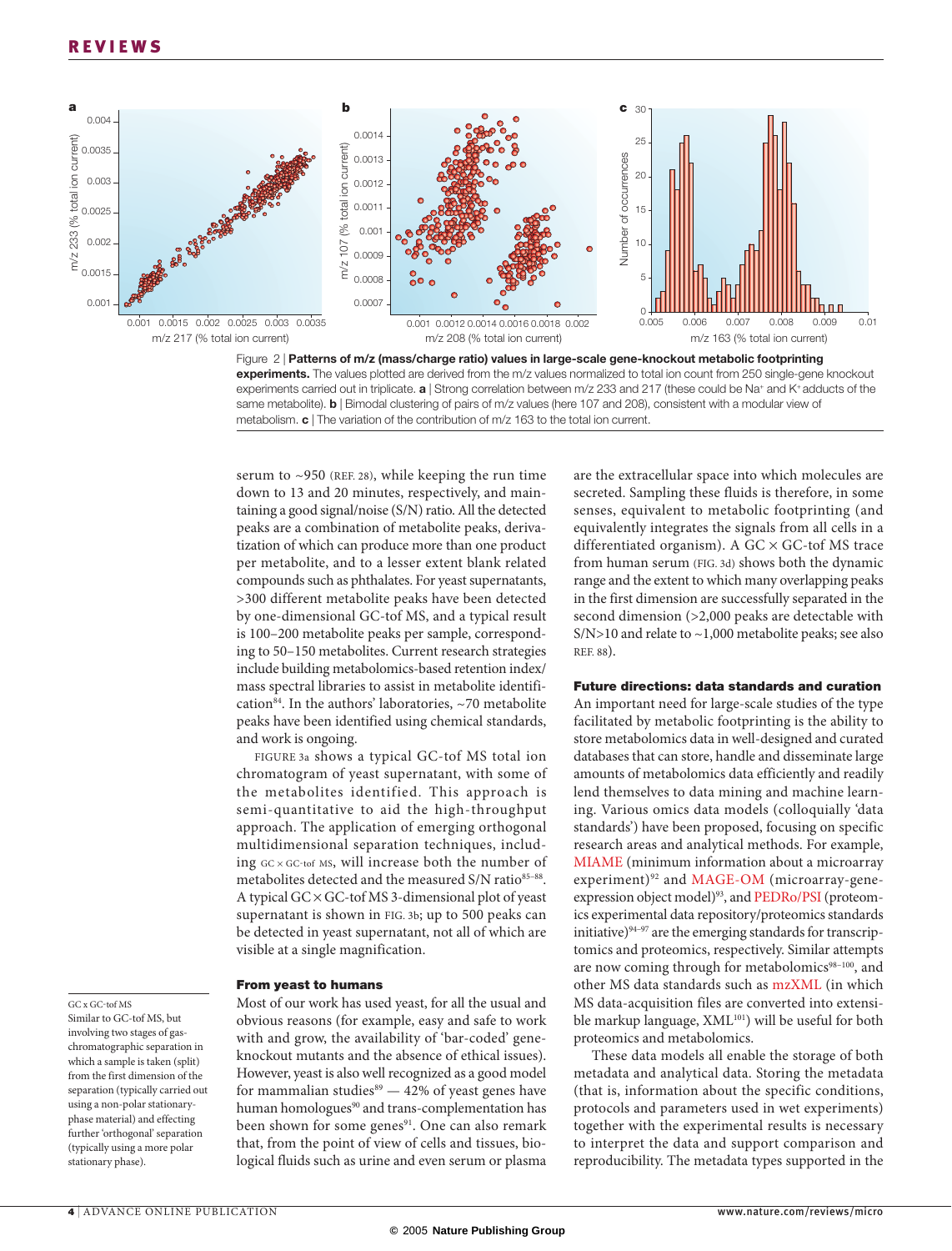Figure 2 | **Patterns of m/z (mass/charge ratio) values in large-scale gene-knockout metabolic footprinting experiments.** The values plotted are derived from the m/z values normalized to total ion count from 250 single-gene knockout experiments carried out in triplicate. **a** | Strong correlation between m/z 233 and 217 (these could be $Na^+$ and $K^+$ adducts of the same metabolite). **b** | Bimodal clustering of pairs of m/z values (here 107 and 208), consistent with a modular view of metabolism. **c** | The variation of the contribution of m/z 163 to the total ion current.

serum to ~950 (REF. 28), while keeping the run time down to 13 and 20 minutes, respectively, and maintaining a good signal/noise (S/N) ratio. All the detected peaks are a combination of metabolite peaks, derivatization of which can produce more than one product per metabolite, and to a lesser extent blank related compounds such as phthalates. For yeast supernatants, >300 different metabolite peaks have been detected by one-dimensional GC-tof MS, and a typical result is 100–200 metabolite peaks per sample, corresponding to 50–150 metabolites. Current research strategies include building metabolomics-based retention index/mass spectral libraries to assist in metabolite identification[84]. In the authors' laboratories, ~70 metabolite peaks have been identified using chemical standards, and work is ongoing.

FIGURE 3a shows a typical GC-tof MS total ion chromatogram of yeast supernatant, with some of the metabolites identified. This approach is semi-quantitative to aid the high-throughput approach. The application of emerging orthogonal multidimensional separation techniques, including GC × GC-tof MS, will increase both the number of metabolites detected and the measured S/N ratio[85–88]. A typical GC × GC-tof MS 3-dimensional plot of yeast supernatant is shown in FIG. 3b; up to 500 peaks can be detected in yeast supernatant, not all of which are visible at a single magnification.

GC x GC-tof MS
Similar to GC-tof MS, but involving two stages of gas-chromatographic separation in which a sample is taken (split) from the first dimension of the separation (typically carried out using a non-polar stationary-phase material) and effecting further 'orthogonal' separation (typically using a more polar stationary phase).

### From yeast to humans

Most of our work has used yeast, for all the usual and obvious reasons (for example, easy and safe to work with and grow, the availability of 'bar-coded' gene-knockout mutants and the absence of ethical issues). However, yeast is also well recognized as a good model for mammalian studies[89] — 42% of yeast genes have human homologues[90] and trans-complementation has been shown for some genes[91]. One can also remark that, from the point of view of cells and tissues, biological fluids such as urine and even serum or plasma are the extracellular space into which molecules are secreted. Sampling these fluids is therefore, in some senses, equivalent to metabolic footprinting (and equivalently integrates the signals from all cells in a differentiated organism). A GC × GC-tof MS trace from human serum (FIG. 3d) shows both the dynamic range and the extent to which many overlapping peaks in the first dimension are successfully separated in the second dimension (>2,000 peaks are detectable with S/N>10 and relate to ~1,000 metabolite peaks; see also REF. 88).

### Future directions: data standards and curation

An important need for large-scale studies of the type facilitated by metabolic footprinting is the ability to store metabolomics data in well-designed and curated databases that can store, handle and disseminate large amounts of metabolomics data efficiently and readily lend themselves to data mining and machine learning. Various omics data models (colloquially 'data standards') have been proposed, focusing on specific research areas and analytical methods. For example, MIAME (minimum information about a microarray experiment)[92] and MAGE-OM (microarray-gene-expression object model)[93], and PEDRo/PSI (proteomics experimental data repository/proteomics standards initiative)[94–97] are the emerging standards for transcriptomics and proteomics, respectively. Similar attempts are now coming through for metabolomics[98–100], and other MS data standards such as mzXML (in which MS data-acquisition files are converted into extensible markup language, XML[101]) will be useful for both proteomics and metabolomics.

These data models all enable the storage of both metadata and analytical data. Storing the metadata (that is, information about the specific conditions, protocols and parameters used in wet experiments) together with the experimental results is necessary to interpret the data and support comparison and reproducibility. The metadata types supported in the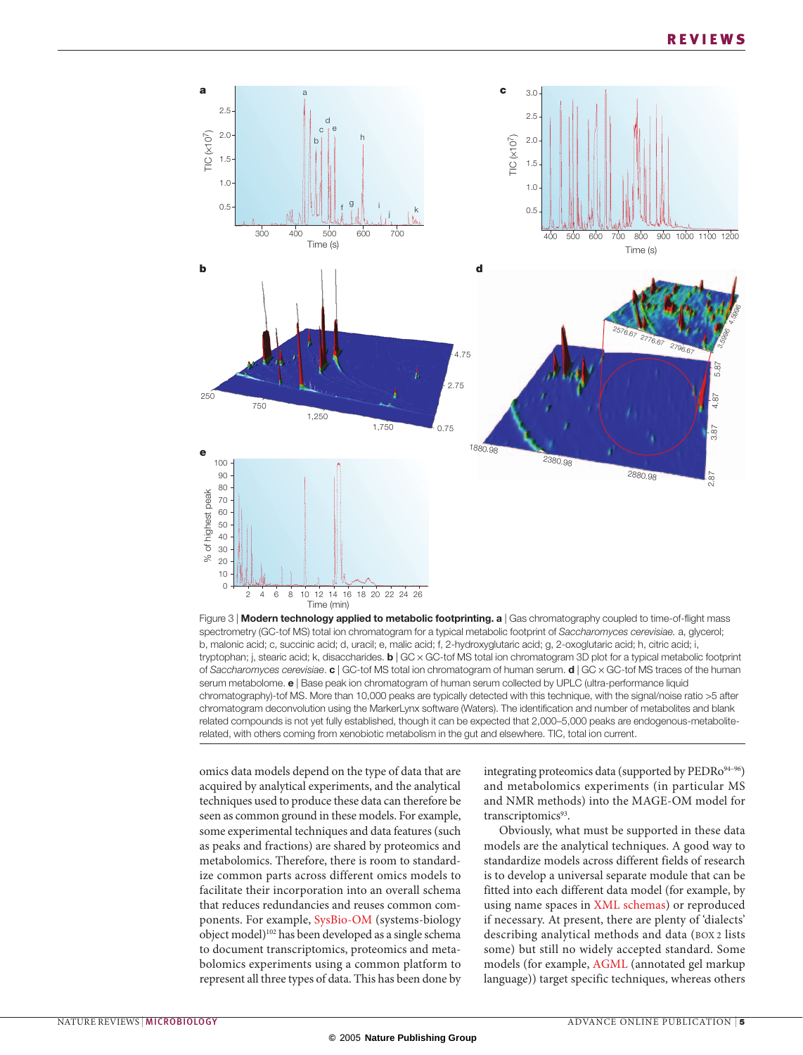Figure 3 | **Modern technology applied to metabolic footprinting. a** | Gas chromatography coupled to time-of-flight mass spectrometry (GC-tof MS) total ion chromatogram for a typical metabolic footprint of *Saccharomyces cerevisiae*. a, glycerol; b, malonic acid; c, succinic acid; d, uracil; e, malic acid; f, 2-hydroxyglutaric acid; g, 2-oxoglutaric acid; h, citric acid; i, tryptophan; j, stearic acid; k, disaccharides. **b** | GC × GC-tof MS total ion chromatogram 3D plot for a typical metabolic footprint of *Saccharomyces cerevisiae*. **c** | GC-tof MS total ion chromatogram of human serum. **d** | GC × GC-tof MS traces of the human serum metabolome. **e** | Base peak ion chromatogram of human serum collected by UPLC (ultra-performance liquid chromatography)-tof MS. More than 10,000 peaks are typically detected with this technique, with the signal/noise ratio >5 after chromatogram deconvolution using the MarkerLynx software (Waters). The identification and number of metabolites and blank related compounds is not yet fully established, though it can be expected that 2,000–5,000 peaks are endogenous-metabolite-related, with others coming from xenobiotic metabolism in the gut and elsewhere. TIC, total ion current.

omics data models depend on the type of data that are acquired by analytical experiments, and the analytical techniques used to produce these data can therefore be seen as common ground in these models. For example, some experimental techniques and data features (such as peaks and fractions) are shared by proteomics and metabolomics. Therefore, there is room to standardize common parts across different omics models to facilitate their incorporation into an overall schema that reduces redundancies and reuses common components. For example, SysBio-OM (systems-biology object model)[102] has been developed as a single schema to document transcriptomics, proteomics and metabolomics experiments using a common platform to represent all three types of data. This has been done by integrating proteomics data (supported by PEDRo[94–96]) and metabolomics experiments (in particular MS and NMR methods) into the MAGE-OM model for transcriptomics[93].

Obviously, what must be supported in these data models are the analytical techniques. A good way to standardize models across different fields of research is to develop a universal separate module that can be fitted into each different data model (for example, by using name spaces in XML schemas) or reproduced if necessary. At present, there are plenty of 'dialects' describing analytical methods and data (BOX 2 lists some) but still no widely accepted standard. Some models (for example, AGML (annotated gel markup language)) target specific techniques, whereas others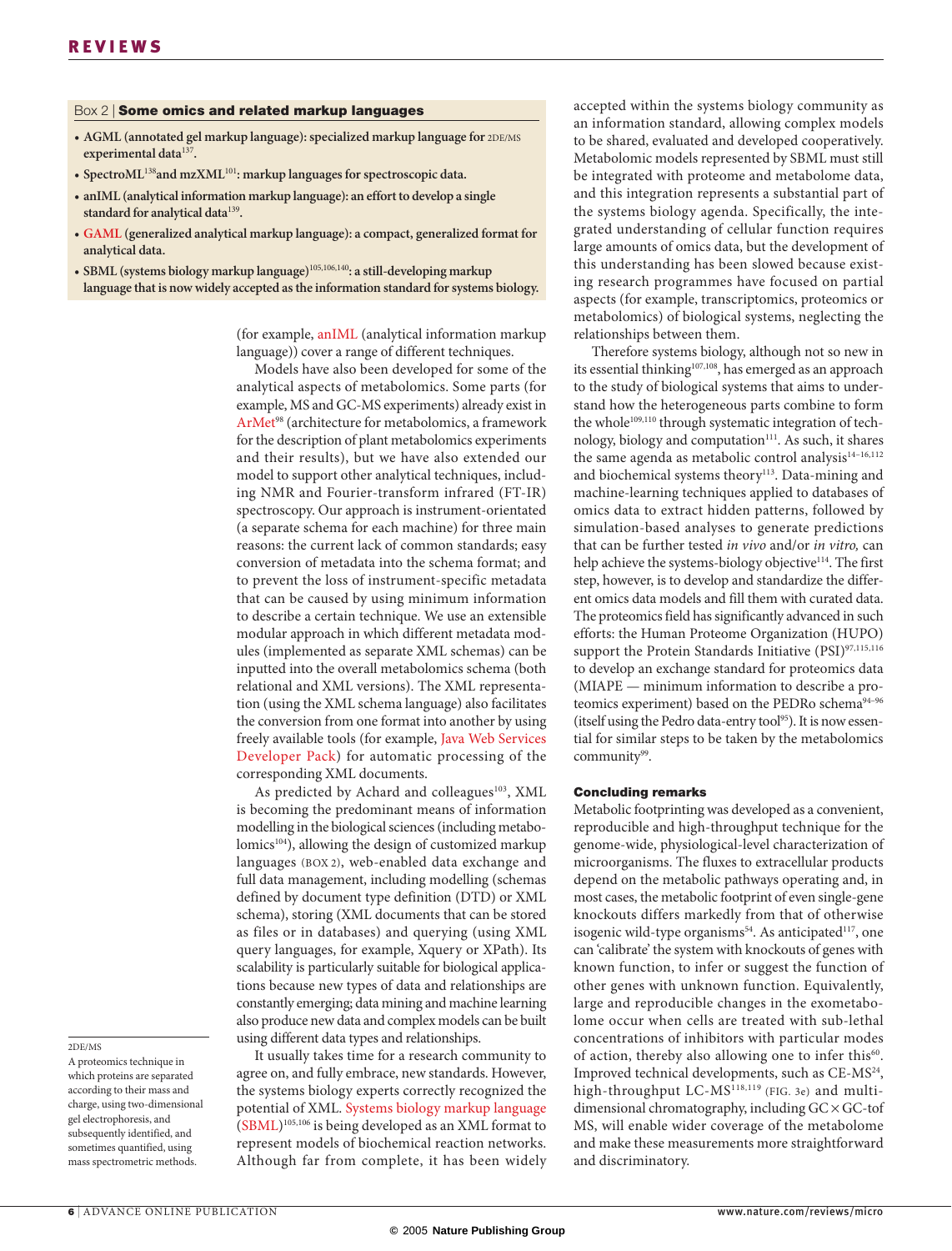### Box 2 | Some omics and related markup languages

- **AGML (annotated gel markup language): specialized markup language for 2DE/MS experimental data[137].**
- **SpectroML[138] and mzXML[101]: markup languages for spectroscopic data.**
- **anIML (analytical information markup language): an effort to develop a single standard for analytical data[139].**
- **GAML (generalized analytical markup language): a compact, generalized format for analytical data.**
- **SBML (systems biology markup language)[105,106,140]: a still-developing markup language that is now widely accepted as the information standard for systems biology.**

(for example, anIML (analytical information markup language)) cover a range of different techniques.

Models have also been developed for some of the analytical aspects of metabolomics. Some parts (for example, MS and GC-MS experiments) already exist in ArMet[98] (architecture for metabolomics, a framework for the description of plant metabolomics experiments and their results), but we have also extended our model to support other analytical techniques, including NMR and Fourier-transform infrared (FT-IR) spectroscopy. Our approach is instrument-orientated (a separate schema for each machine) for three main reasons: the current lack of common standards; easy conversion of metadata into the schema format; and to prevent the loss of instrument-specific metadata that can be caused by using minimum information to describe a certain technique. We use an extensible modular approach in which different metadata modules (implemented as separate XML schemas) can be inputted into the overall metabolomics schema (both relational and XML versions). The XML representation (using the XML schema language) also facilitates the conversion from one format into another by using freely available tools (for example, Java Web Services Developer Pack) for automatic processing of the corresponding XML documents.

As predicted by Achard and colleagues[103], XML is becoming the predominant means of information modelling in the biological sciences (including metabolomics[104]), allowing the design of customized markup languages (BOX 2), web-enabled data exchange and full data management, including modelling (schemas defined by document type definition (DTD) or XML schema), storing (XML documents that can be stored as files or in databases) and querying (using XML query languages, for example, Xquery or XPath). Its scalability is particularly suitable for biological applications because new types of data and relationships are constantly emerging; data mining and machine learning also produce new data and complex models can be built using different data types and relationships.

It usually takes time for a research community to agree on, and fully embrace, new standards. However, the systems biology experts correctly recognized the potential of XML. Systems biology markup language (SBML)[105,106] is being developed as an XML format to represent models of biochemical reaction networks. Although far from complete, it has been widely accepted within the systems biology community as an information standard, allowing complex models to be shared, evaluated and developed cooperatively. Metabolomic models represented by SBML must still be integrated with proteome and metabolome data, and this integration represents a substantial part of the systems biology agenda. Specifically, the integrated understanding of cellular function requires large amounts of omics data, but the development of this understanding has been slowed because existing research programmes have focused on partial aspects (for example, transcriptomics, proteomics or metabolomics) of biological systems, neglecting the relationships between them.

Therefore systems biology, although not so new in its essential thinking[107,108], has emerged as an approach to the study of biological systems that aims to understand how the heterogeneous parts combine to form the whole[109,110] through systematic integration of technology, biology and computation[111]. As such, it shares the same agenda as metabolic control analysis[14–16,112] and biochemical systems theory[113]. Data-mining and machine-learning techniques applied to databases of omics data to extract hidden patterns, followed by simulation-based analyses to generate predictions that can be further tested *in vivo* and/or *in vitro*, can help achieve the systems-biology objective[114]. The first step, however, is to develop and standardize the different omics data models and fill them with curated data. The proteomics field has significantly advanced in such efforts: the Human Proteome Organization (HUPO) support the Protein Standards Initiative (PSI)[97,115,116] to develop an exchange standard for proteomics data (MIAPE — minimum information to describe a proteomics experiment) based on the PEDRo schema[94–96] (itself using the Pedro data-entry tool[95]). It is now essential for similar steps to be taken by the metabolomics community[99].

### Concluding remarks

Metabolic footprinting was developed as a convenient, reproducible and high-throughput technique for the genome-wide, physiological-level characterization of microorganisms. The fluxes to extracellular products depend on the metabolic pathways operating and, in most cases, the metabolic footprint of even single-gene knockouts differs markedly from that of otherwise isogenic wild-type organisms[54]. As anticipated[117], one can 'calibrate' the system with knockouts of genes with known function, to infer or suggest the function of other genes with unknown function. Equivalently, large and reproducible changes in the exometabolome occur when cells are treated with sub-lethal concentrations of inhibitors with particular modes of action, thereby also allowing one to infer this[60]. Improved technical developments, such as CE-MS[24], high-throughput LC-MS[118,119] (FIG. 3e) and multidimensional chromatography, including GC × GC-tof MS, will enable wider coverage of the metabolome and make these measurements more straightforward and discriminatory.

**2DE/MS**
A proteomics technique in which proteins are separated according to their mass and charge, using two-dimensional gel electrophoresis, and subsequently identified, and sometimes quantified, using mass spectrometric methods.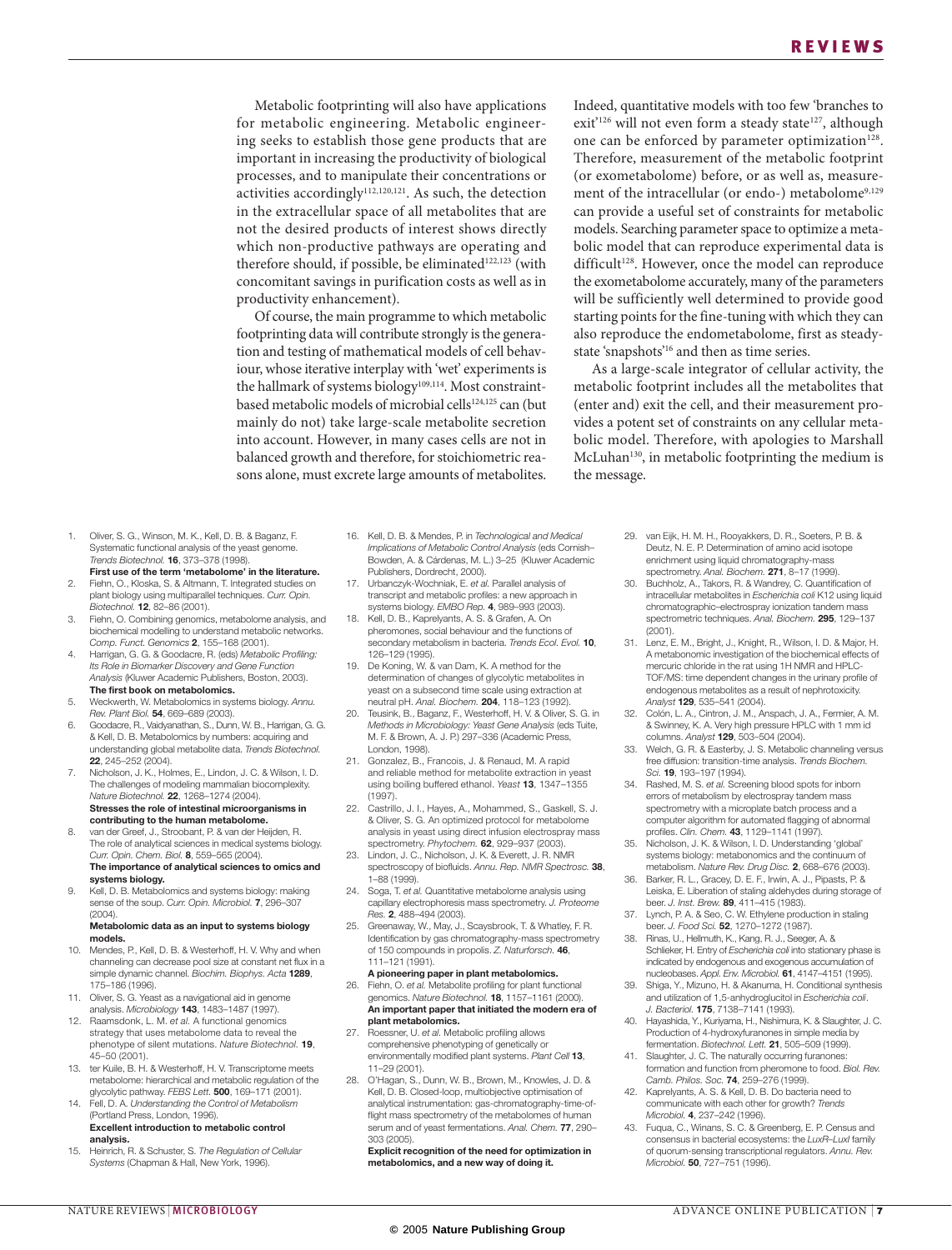Metabolic footprinting will also have applications for metabolic engineering. Metabolic engineering seeks to establish those gene products that are important in increasing the productivity of biological processes, and to manipulate their concentrations or activities accordingly[112,120,121]. As such, the detection in the extracellular space of all metabolites that are not the desired products of interest shows directly which non-productive pathways are operating and therefore should, if possible, be eliminated[122,123] (with concomitant savings in purification costs as well as in productivity enhancement).

Of course, the main programme to which metabolic footprinting data will contribute strongly is the generation and testing of mathematical models of cell behaviour, whose iterative interplay with 'wet' experiments is the hallmark of systems biology[109,114]. Most constraint-based metabolic models of microbial cells[124,125] can (but mainly do not) take large-scale metabolite secretion into account. However, in many cases cells are not in balanced growth and therefore, for stoichiometric reasons alone, must excrete large amounts of metabolites. Indeed, quantitative models with too few 'branches to exit'[126] will not even form a steady state[127], although one can be enforced by parameter optimization[128]. Therefore, measurement of the metabolic footprint (or exometabolome) before, or as well as, measurement of the intracellular (or endo-) metabolome[9,129] can provide a useful set of constraints for metabolic models. Searching parameter space to optimize a metabolic model that can reproduce experimental data is difficult[128]. However, once the model can reproduce the exometabolome accurately, many of the parameters will be sufficiently well determined to provide good starting points for the fine-tuning with which they can also reproduce the endometabolome, first as steady-state 'snapshots'[16] and then as time series.

As a large-scale integrator of cellular activity, the metabolic footprint includes all the metabolites that (enter and) exit the cell, and their measurement provides a potent set of constraints on any cellular metabolic model. Therefore, with apologies to Marshall McLuhan[130], in metabolic footprinting the medium is the message.

1. Oliver, S. G., Winson, M. K., Kell, D. B. & Baganz, F. Systematic functional analysis of the yeast genome. *Trends Biotechnol.* **16**, 373–378 (1998).
   **First use of the term 'metabolome' in the literature.**
2. Fiehn, O., Kloska, S. & Altmann, T. Integrated studies on plant biology using multiparallel techniques. *Curr. Opin. Biotechnol.* **12**, 82–86 (2001).
3. Fiehn, O. Combining genomics, metabolome analysis, and biochemical modelling to understand metabolic networks. *Comp. Funct. Genomics* **2**, 155–168 (2001).
4. Harrigan, G. G. & Goodacre, R. (eds) *Metabolic Profiling: Its Role in Biomarker Discovery and Gene Function Analysis* (Kluwer Academic Publishers, Boston, 2003).
   **The first book on metabolomics.**
5. Weckwerth, W. Metabolomics in systems biology. *Annu. Rev. Plant Biol.* **54**, 669–689 (2003).
6. Goodacre, R., Vaidyanathan, S., Dunn, W. B., Harrigan, G. G. & Kell, D. B. Metabolomics by numbers: acquiring and understanding global metabolite data. *Trends Biotechnol.* **22**, 245–252 (2004).
7. Nicholson, J. K., Holmes, E., Lindon, J. C. & Wilson, I. D. The challenges of modeling mammalian biocomplexity. *Nature Biotechnol.* **22**, 1268–1274 (2004).
   **Stresses the role of intestinal microorganisms in contributing to the human metabolome.**
8. van der Greef, J., Stroobant, P. & van der Heijden, R. The role of analytical sciences in medical systems biology. *Curr. Opin. Chem. Biol.* **8**, 559–565 (2004).
   **The importance of analytical sciences to omics and systems biology.**
9. Kell, D. B. Metabolomics and systems biology: making sense of the soup. *Curr. Opin. Microbiol.* **7**, 296–307 (2004).
   **Metabolomic data as an input to systems biology models.**
10. Mendes, P., Kell, D. B. & Westerhoff, H. V. Why and when channeling can decrease pool size at constant net flux in a simple dynamic channel. *Biochim. Biophys. Acta* **1289**, 175–186 (1996).
11. Oliver, S. G. Yeast as a navigational aid in genome analysis. *Microbiology* **143**, 1483–1487 (1997).
12. Raamsdonk, L. M. *et al.* A functional genomics strategy that uses metabolome data to reveal the phenotype of silent mutations. *Nature Biotechnol.* **19**, 45–50 (2001).
13. ter Kuile, B. H. & Westerhoff, H. V. Transcriptome meets metabolome: hierarchical and metabolic regulation of the glycolytic pathway. *FEBS Lett.* **500**, 169–171 (2001).
14. Fell, D. A. *Understanding the Control of Metabolism* (Portland Press, London, 1996).
    **Excellent introduction to metabolic control analysis.**
15. Heinrich, R. & Schuster, S. *The Regulation of Cellular Systems* (Chapman & Hall, New York, 1996).
16. Kell, D. B. & Mendes, P. in *Technological and Medical Implications of Metabolic Control Analysis* (eds Cornish-Bowden, A. & Cárdenas, M. L.) 3–25 (Kluwer Academic Publishers, Dordrecht, 2000).
17. Urbanczyk-Wochniak, E. *et al.* Parallel analysis of transcript and metabolic profiles: a new approach in systems biology. *EMBO Rep.* **4**, 989–993 (2003).
18. Kell, D. B., Kaprelyants, A. S. & Grafen, A. On pheromones, social behaviour and the functions of secondary metabolism in bacteria. *Trends Ecol. Evol.* **10**, 126–129 (1995).
19. De Koning, W. & van Dam, K. A method for the determination of changes of glycolytic metabolites in yeast on a subsecond time scale using extraction at neutral pH. *Anal. Biochem.* **204**, 118–123 (1992).
20. Teusink, B., Baganz, F., Westerhoff, H. V. & Oliver, S. G. in *Methods in Microbiology: Yeast Gene Analysis* (eds Tuite, M. F. & Brown, A. J. P.) 297–336 (Academic Press, London, 1998).
21. Gonzalez, B., Francois, J. & Renaud, M. A rapid and reliable method for metabolite extraction in yeast using boiling buffered ethanol. *Yeast* **13**, 1347–1355 (1997).
22. Castrillo, J. I., Hayes, A., Mohammed, S., Gaskell, S. J. & Oliver, S. G. An optimized protocol for metabolome analysis in yeast using direct infusion electrospray mass spectrometry. *Phytochem.* **62**, 929–937 (2003).
23. Lindon, J. C., Nicholson, J. K. & Everett, J. R. NMR spectroscopy of biofluids. *Annu. Rep. NMR Spectrosc.* **38**, 1–88 (1999).
24. Soga, T. *et al.* Quantitative metabolome analysis using capillary electrophoresis mass spectrometry. *J. Proteome Res.* **2**, 488–494 (2003).
25. Greenaway, W., May, J., Scaysbrook, T. & Whatley, F. R. Identification by gas chromatography-mass spectrometry of 150 compounds in propolis. *Z. Naturforsch.* **46**, 111–121 (1991).
    **A pioneering paper in plant metabolomics.**
26. Fiehn, O. *et al.* Metabolite profiling for plant functional genomics. *Nature Biotechnol.* **18**, 1157–1161 (2000).
    **An important paper that initiated the modern era of plant metabolomics.**
27. Roessner, U. *et al.* Metabolic profiling allows comprehensive phenotyping of genetically or environmentally modified plant systems. *Plant Cell* **13**, 11–29 (2001).
28. O'Hagan, S., Dunn, W. B., Brown, M., Knowles, J. D. & Kell, D. B. Closed-loop, multiobjective optimisation of analytical instrumentation: gas-chromatography-time-of-flight mass spectrometry of the metabolomes of human serum and of yeast fermentations. *Anal. Chem.* **77**, 290–303 (2005).
    **Explicit recognition of the need for optimization in metabolomics, and a new way of doing it.**
29. van Eijk, H. M. H., Rooyakkers, D. R., Soeters, P. B. & Deutz, N. E. P. Determination of amino acid isotope enrichment using liquid chromatography-mass spectrometry. *Anal. Biochem.* **271**, 8–17 (1999).
30. Buchholz, A., Takors, R. & Wandrey, C. Quantification of intracellular metabolites in *Escherichia coli* K12 using liquid chromatographic–electrospray ionization tandem mass spectrometric techniques. *Anal. Biochem.* **295**, 129–137 (2001).
31. Lenz, E. M., Bright, J., Knight, R., Wilson, I. D. & Major, H. A metabonomic investigation of the biochemical effects of mercuric chloride in the rat using 1H NMR and HPLC-TOF/MS: time dependent changes in the urinary profile of endogenous metabolites as a result of nephrotoxicity. *Analyst* **129**, 535–541 (2004).
32. Colón, L. A., Cintron, J. M., Anspach, J. A., Fermier, A. M. & Swinney, K. A. Very high pressure HPLC with 1 mm id columns. *Analyst* **129**, 503–504 (2004).
33. Welch, G. R. & Easterby, J. S. Metabolic channeling versus free diffusion: transition-time analysis. *Trends Biochem. Sci.* **19**, 193–197 (1994).
34. Rashed, M. S. *et al.* Screening blood spots for inborn errors of metabolism by electrospray tandem mass spectrometry with a microplate batch process and a computer algorithm for automated flagging of abnormal profiles. *Clin. Chem.* **43**, 1129–1141 (1997).
35. Nicholson, J. K. & Wilson, I. D. Understanding 'global' systems biology: metabonomics and the continuum of metabolism. *Nature Rev. Drug Disc.* **2**, 668–676 (2003).
36. Barker, R. L., Gracey, D. E. F., Irwin, A. J., Pipasts, P. & Leiska, E. Liberation of staling aldehydes during storage of beer. *J. Inst. Brew.* **89**, 411–415 (1983).
37. Lynch, P. A. & Seo, C. W. Ethylene production in staling beer. *J. Food Sci.* **52**, 1270–1272 (1987).
38. Rinas, U., Hellmuth, K., Kang, R. J., Seeger, A. & Schlieker, H. Entry of *Escherichia coli* into stationary phase is indicated by endogenous and exogenous accumulation of nucleobases. *Appl. Env. Microbiol.* **61**, 4147–4151 (1995).
39. Shiga, Y., Mizuno, H. & Akanuma, H. Conditional synthesis and utilization of 1,5-anhydroglucitol in *Escherichia coli*. *J. Bacteriol.* **175**, 7138–7141 (1993).
40. Hayashida, Y., Kuriyama, H., Nishimura, K. & Slaughter, J. C. Production of 4-hydroxyfuranones in simple media by fermentation. *Biotechnol. Lett.* **21**, 505–509 (1999).
41. Slaughter, J. C. The naturally occurring furanones: formation and function from pheromone to food. *Biol. Rev. Camb. Philos. Soc.* **74**, 259–276 (1999).
42. Kaprelyants, A. S. & Kell, D. B. Do bacteria need to communicate with each other for growth? *Trends Microbiol.* **4**, 237–242 (1996).
43. Fuqua, C., Winans, S. C. & Greenberg, E. P. Census and consensus in bacterial ecosystems: the *LuxR–LuxI* family of quorum-sensing transcriptional regulators. *Annu. Rev. Microbiol.* **50**, 727–751 (1996).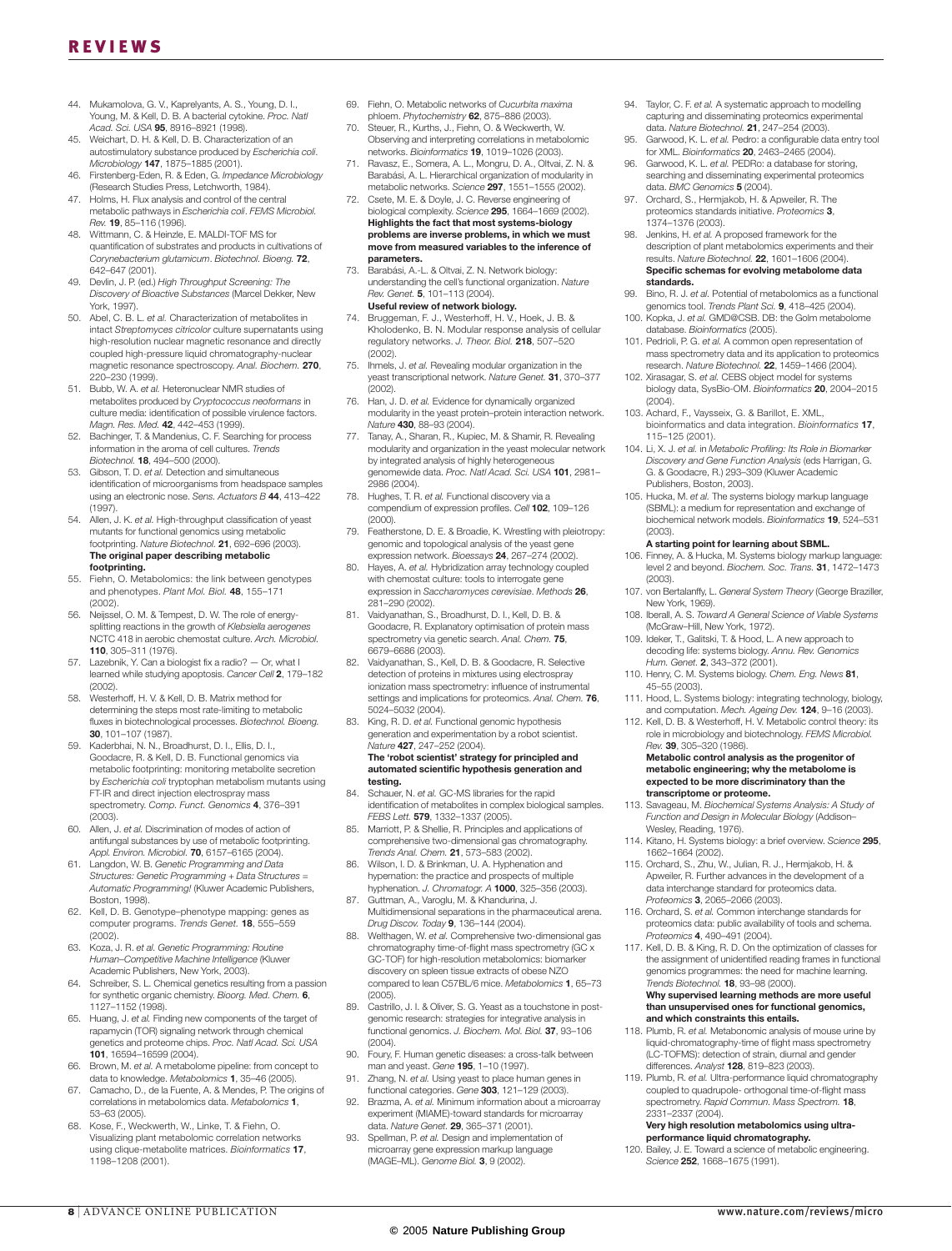44. Mukamolova, G. V., Kaprelyants, A. S., Young, D. I., Young, M. & Kell, D. B. A bacterial cytokine. *Proc. Natl Acad. Sci. USA* **95**, 8916–8921 (1998).
45. Weichart, D. H. & Kell, D. B. Characterization of an autostimulatory substance produced by *Escherichia coli*. *Microbiology* **147**, 1875–1885 (2001).
46. Firstenberg-Eden, R. & Eden, G. *Impedance Microbiology* (Research Studies Press, Letchworth, 1984).
47. Holms, H. Flux analysis and control of the central metabolic pathways in *Escherichia coli*. *FEMS Microbiol. Rev.* **19**, 85–116 (1996).
48. Wittmann, C. & Heinzle, E. MALDI-TOF MS for quantification of substrates and products in cultivations of *Corynebacterium glutamicum*. *Biotechnol. Bioeng.* **72**, 642–647 (2001).
49. Devlin, J. P. (ed.) *High Throughput Screening: The Discovery of Bioactive Substances* (Marcel Dekker, New York, 1997).
50. Abel, C. B. L. *et al.* Characterization of metabolites in intact *Streptomyces citricolor* culture supernatants using high-resolution nuclear magnetic resonance and directly coupled high-pressure liquid chromatography-nuclear magnetic resonance spectroscopy. *Anal. Biochem.* **270**, 220–230 (1999).
51. Bubb, W. A. *et al.* Heteronuclear NMR studies of metabolites produced by *Cryptococcus neoformans* in culture media: identification of possible virulence factors. *Magn. Res. Med.* **42**, 442–453 (1999).
52. Bachinger, T. & Mandenius, C. F. Searching for process information in the aroma of cell cultures. *Trends Biotechnol.* **18**, 494–500 (2000).
53. Gibson, T. D. *et al.* Detection and simultaneous identification of microorganisms from headspace samples using an electronic nose. *Sens. Actuators B* **44**, 413–422 (1997).
54. Allen, J. K. *et al.* High-throughput classification of yeast mutants for functional genomics using metabolic footprinting. *Nature Biotechnol.* **21**, 692–696 (2003).
**The original paper describing metabolic footprinting.**
55. Fiehn, O. Metabolomics: the link between genotypes and phenotypes. *Plant Mol. Biol.* **48**, 155–171 (2002).
56. Neijssel, O. M. & Tempest, D. W. The role of energy-splitting reactions in the growth of *Klebsiella aerogenes* NCTC 418 in aerobic chemostat culture. *Arch. Microbiol.* **110**, 305–311 (1976).
57. Lazebnik, Y. Can a biologist fix a radio? — Or, what I learned while studying apoptosis. *Cancer Cell* **2**, 179–182 (2002).
58. Westerhoff, H. V. & Kell, D. B. Matrix method for determining the steps most rate-limiting to metabolic fluxes in biotechnological processes. *Biotechnol. Bioeng.* **30**, 101–107 (1987).
59. Kaderbhai, N. N., Broadhurst, D. I., Ellis, D. I., Goodacre, R. & Kell, D. B. Functional genomics via metabolic footprinting: monitoring metabolite secretion by *Escherichia coli* tryptophan metabolism mutants using FT-IR and direct injection electrospray mass spectrometry. *Comp. Funct. Genomics* **4**, 376–391 (2003).
60. Allen, J. *et al.* Discrimination of modes of action of antifungal substances by use of metabolic footprinting. *Appl. Environ. Microbiol.* **70**, 6157–6165 (2004).
61. Langdon, W. B. *Genetic Programming and Data Structures: Genetic Programming + Data Structures = Automatic Programming!* (Kluwer Academic Publishers, Boston, 1998).
62. Kell, D. B. Genotype–phenotype mapping: genes as computer programs. *Trends Genet.* **18**, 555–559 (2002).
63. Koza, J. R. *et al. Genetic Programming: Routine Human–Competitive Machine Intelligence* (Kluwer Academic Publishers, New York, 2003).
64. Schreiber, S. L. Chemical genetics resulting from a passion for synthetic organic chemistry. *Bioorg. Med. Chem.* **6**, 1127–1152 (1998).
65. Huang, J. *et al.* Finding new components of the target of rapamycin (TOR) signaling network through chemical genetics and proteome chips. *Proc. Natl Acad. Sci. USA* **101**, 16594–16599 (2004).
66. Brown, M. *et al.* A metabolome pipeline: from concept to data to knowledge. *Metabolomics* **1**, 35–46 (2005).
67. Camacho, D., de la Fuente, A. & Mendes, P. The origins of correlations in metabolomics data. *Metabolomics* **1**, 53–63 (2005).
68. Kose, F., Weckwerth, W., Linke, T. & Fiehn, O. Visualizing plant metabolomic correlation networks using clique-metabolite matrices. *Bioinformatics* **17**, 1198–1208 (2001).
69. Fiehn, O. Metabolic networks of *Cucurbita maxima* phloem. *Phytochemistry* **62**, 875–886 (2003).
70. Steuer, R., Kurths, J., Fiehn, O. & Weckwerth, W. Observing and interpreting correlations in metabolomic networks. *Bioinformatics* **19**, 1019–1026 (2003).
71. Ravasz, E., Somera, A. L., Mongru, D. A., Oltvai, Z. N. & Barabási, A. L. Hierarchical organization of modularity in metabolic networks. *Science* **297**, 1551–1555 (2002).
72. Csete, M. E. & Doyle, J. C. Reverse engineering of biological complexity. *Science* **295**, 1664–1669 (2002).
**Highlights the fact that most systems-biology problems are inverse problems, in which we must move from measured variables to the inference of parameters.**
73. Barabási, A.-L. & Oltvai, Z. N. Network biology: understanding the cell's functional organization. *Nature Rev. Genet.* **5**, 101–113 (2004).
**Useful review of network biology.**
74. Bruggeman, F. J., Westerhoff, H. V., Hoek, J. B. & Kholodenko, B. N. Modular response analysis of cellular regulatory networks. *J. Theor. Biol.* **218**, 507–520 (2002).
75. Ihmels, J. *et al.* Revealing modular organization in the yeast transcriptional network. *Nature Genet.* **31**, 370–377 (2002).
76. Han, J. D. *et al.* Evidence for dynamically organized modularity in the yeast protein–protein interaction network. *Nature* **430**, 88–93 (2004).
77. Tanay, A., Sharan, R., Kupiec, M. & Shamir, R. Revealing modularity and organization in the yeast molecular network by integrated analysis of highly heterogeneous genomewide data. *Proc. Natl Acad. Sci. USA* **101**, 2981–2986 (2004).
78. Hughes, T. R. *et al.* Functional discovery via a compendium of expression profiles. *Cell* **102**, 109–126 (2000).
79. Featherstone, D. E. & Broadie, K. Wrestling with pleiotropy: genomic and topological analysis of the yeast gene expression network. *Bioessays* **24**, 267–274 (2002).
80. Hayes, A. *et al.* Hybridization array technology coupled with chemostat culture: tools to interrogate gene expression in *Saccharomyces cerevisiae*. *Methods* **26**, 281–290 (2002).
81. Vaidyanathan, S., Broadhurst, D. I., Kell, D. B. & Goodacre, R. Explanatory optimisation of protein mass spectrometry via genetic search. *Anal. Chem.* **75**, 6679–6686 (2003).
82. Vaidyanathan, S., Kell, D. B. & Goodacre, R. Selective detection of proteins in mixtures using electrospray ionization mass spectrometry: influence of instrumental settings and implications for proteomics. *Anal. Chem.* **76**, 5024–5032 (2004).
83. King, R. D. *et al.* Functional genomic hypothesis generation and experimentation by a robot scientist. *Nature* **427**, 247–252 (2004).
**The 'robot scientist' strategy for principled and automated scientific hypothesis generation and testing.**
84. Schauer, N. *et al.* GC-MS libraries for the rapid identification of metabolites in complex biological samples. *FEBS Lett.* **579**, 1332–1337 (2005).
85. Marriott, P. & Shellie, R. Principles and applications of comprehensive two-dimensional gas chromatography. *Trends Anal. Chem.* **21**, 573–583 (2002).
86. Wilson, I. D. & Brinkman, U. A. Hyphenation and hypernation: the practice and prospects of multiple hyphenation. *J. Chromatogr. A* **1000**, 325–356 (2003).
87. Guttman, A., Varoglu, M. & Khandurina, J. Multidimensional separations in the pharmaceutical arena. *Drug Discov. Today* **9**, 136–144 (2004).
88. Welthagen, W. *et al.* Comprehensive two-dimensional gas chromatography time-of-flight mass spectrometry (GC x GC-TOF) for high-resolution metabolomics: biomarker discovery on spleen tissue extracts of obese NZO compared to lean C57BL/6 mice. *Metabolomics* **1**, 65–73 (2005).
89. Castrillo, J. I. & Oliver, S. G. Yeast as a touchstone in post-genomic research: strategies for integrative analysis in functional genomics. *J. Biochem. Mol. Biol.* **37**, 93–106 (2004).
90. Foury, F. Human genetic diseases: a cross-talk between man and yeast. *Gene* **195**, 1–10 (1997).
91. Zhang, N. *et al.* Using yeast to place human genes in functional categories. *Gene* **303**, 121–129 (2003).
92. Brazma, A. *et al.* Minimum information about a microarray experiment (MIAME)-toward standards for microarray data. *Nature Genet.* **29**, 365–371 (2001).
93. Spellman, P. *et al.* Design and implementation of microarray gene expression markup language (MAGE–ML). *Genome Biol.* **3**, 9 (2002).
94. Taylor, C. F. *et al.* A systematic approach to modelling capturing and disseminating proteomics experimental data. *Nature Biotechnol.* **21**, 247–254 (2003).
95. Garwood, K. L. *et al.* Pedro: a configurable data entry tool for XML. *Bioinformatics* **20**, 2463–2465 (2004).
96. Garwood, K. L. *et al.* PEDRo: a database for storing, searching and disseminating experimental proteomics data. *BMC Genomics* **5** (2004).
97. Orchard, S., Hermjakob, H. & Apweiler, R. The proteomics standards initiative. *Proteomics* **3**, 1374–1376 (2003).
98. Jenkins, H. *et al.* A proposed framework for the description of plant metabolomics experiments and their results. *Nature Biotechnol.* **22**, 1601–1606 (2004).
**Specific schemas for evolving metabolome data standards.**
99. Bino, R. J. *et al.* Potential of metabolomics as a functional genomics tool. *Trends Plant Sci.* **9**, 418–425 (2004).
100. Kopka, J. *et al.* GMD@CSB. DB: the Golm metabolome database. *Bioinformatics* (2005).
101. Pedrioli, P. G. *et al.* A common open representation of mass spectrometry data and its application to proteomics research. *Nature Biotechnol.* **22**, 1459–1466 (2004).
102. Xirasagar, S. *et al.* CEBS object model for systems biology data, SysBio-OM. *Bioinformatics* **20**, 2004–2015 (2004).
103. Achard, F., Vaysseix, G. & Barillot, E. XML, bioinformatics and data integration. *Bioinformatics* **17**, 115–125 (2001).
104. Li, X. J. *et al.* in *Metabolic Profiling: Its Role in Biomarker Discovery and Gene Function Analysis* (eds Harrigan, G. G. & Goodacre, R.) 293–309 (Kluwer Academic Publishers, Boston, 2003).
105. Hucka, M. *et al.* The systems biology markup language (SBML): a medium for representation and exchange of biochemical network models. *Bioinformatics* **19**, 524–531 (2003).
**A starting point for learning about SBML.**
106. Finney, A. & Hucka, M. Systems biology markup language: level 2 and beyond. *Biochem. Soc. Trans.* **31**, 1472–1473 (2003).
107. von Bertalanffy, L. *General System Theory* (George Braziller, New York, 1969).
108. Iberall, A. S. *Toward A General Science of Viable Systems* (McGraw–Hill, New York, 1972).
109. Ideker, T., Galitski, T. & Hood, L. A new approach to decoding life: systems biology. *Annu. Rev. Genomics Hum. Genet.* **2**, 343–372 (2001).
110. Henry, C. M. Systems biology. *Chem. Eng. News* **81**, 45–55 (2003).
111. Hood, L. Systems biology: integrating technology, biology, and computation. *Mech. Ageing Dev.* **124**, 9–16 (2003).
112. Kell, D. B. & Westerhoff, H. V. Metabolic control theory: its role in microbiology and biotechnology. *FEMS Microbiol. Rev.* **39**, 305–320 (1986).
**Metabolic control analysis as the progenitor of metabolic engineering; why the metabolome is expected to be more discriminatory than the transcriptome or proteome.**
113. Savageau, M. *Biochemical Systems Analysis: A Study of Function and Design in Molecular Biology* (Addison–Wesley, Reading, 1976).
114. Kitano, H. Systems biology: a brief overview. *Science* **295**, 1662–1664 (2002).
115. Orchard, S., Zhu, W., Julian, R. J., Hermjakob, H. & Apweiler, R. Further advances in the development of a data interchange standard for proteomics data. *Proteomics* **3**, 2065–2066 (2003).
116. Orchard, S. *et al.* Common interchange standards for proteomics data: public availability of tools and schema. *Proteomics* **4**, 490–491 (2004).
117. Kell, D. B. & King, R. D. On the optimization of classes for the assignment of unidentified reading frames in functional genomics programmes: the need for machine learning. *Trends Biotechnol.* **18**, 93–98 (2000).
**Why supervised learning methods are more useful than unsupervised ones for functional genomics, and which constraints this entails.**
118. Plumb, R. *et al.* Metabonomic analysis of mouse urine by liquid-chromatography-time of flight mass spectrometry (LC-TOFMS): detection of strain, diurnal and gender differences. *Analyst* **128**, 819–823 (2003).
119. Plumb, R. *et al.* Ultra-performance liquid chromatography coupled to quadrupole- orthogonal time-of-flight mass spectrometry. *Rapid Commun. Mass Spectrom.* **18**, 2331–2337 (2004).
**Very high resolution metabolomics using ultra-performance liquid chromatography.**
120. Bailey, J. E. Toward a science of metabolic engineering. *Science* **252**, 1668–1675 (1991).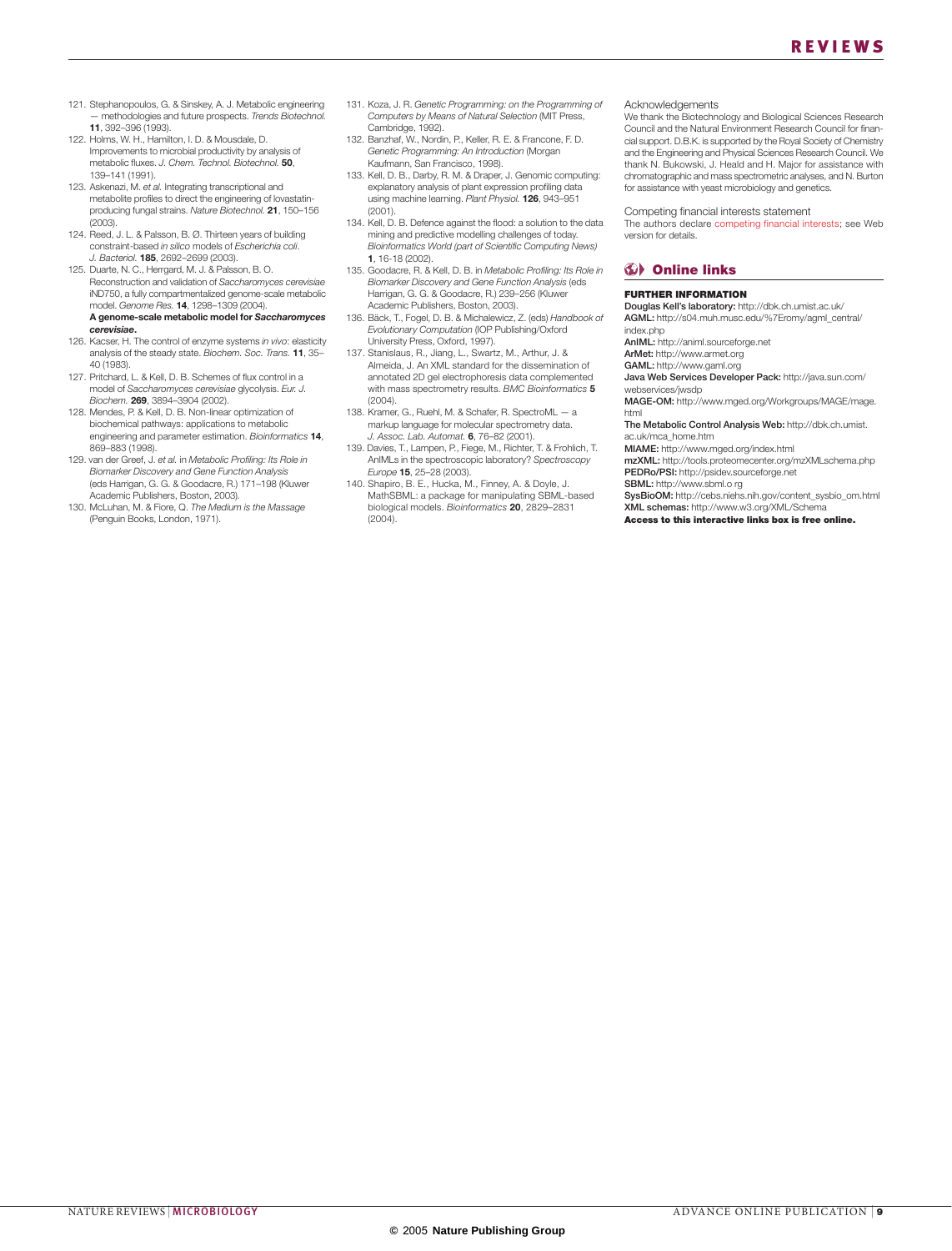121. Stephanopoulos, G. & Sinskey, A. J. Metabolic engineering — methodologies and future prospects. *Trends Biotechnol.* **11**, 392–396 (1993).
122. Holms, W. H., Hamilton, I. D. & Mousdale, D. Improvements to microbial productivity by analysis of metabolic fluxes. *J. Chem. Technol. Biotechnol.* **50**, 139–141 (1991).
123. Askenazi, M. *et al.* Integrating transcriptional and metabolite profiles to direct the engineering of lovastatin-producing fungal strains. *Nature Biotechnol.* **21**, 150–156 (2003).
124. Reed, J. L. & Palsson, B. Ø. Thirteen years of building constraint-based *in silico* models of *Escherichia coli*. *J. Bacteriol.* **185**, 2692–2699 (2003).
125. Duarte, N. C., Herrgard, M. J. & Palsson, B. O. Reconstruction and validation of *Saccharomyces cerevisiae* iND750, a fully compartmentalized genome-scale metabolic model. *Genome Res.* **14**, 1298–1309 (2004).
**A genome-scale metabolic model for *Saccharomyces cerevisiae*.**
126. Kacser, H. The control of enzyme systems *in vivo*: elasticity analysis of the steady state. *Biochem. Soc. Trans.* **11**, 35–40 (1983).
127. Pritchard, L. & Kell, D. B. Schemes of flux control in a model of *Saccharomyces cerevisiae* glycolysis. *Eur. J. Biochem.* **269**, 3894–3904 (2002).
128. Mendes, P. & Kell, D. B. Non-linear optimization of biochemical pathways: applications to metabolic engineering and parameter estimation. *Bioinformatics* **14**, 869–883 (1998).
129. van der Greef, J. *et al.* in *Metabolic Profiling: Its Role in Biomarker Discovery and Gene Function Analysis* (eds Harrigan, G. G. & Goodacre, R.) 171–198 (Kluwer Academic Publishers, Boston, 2003).
130. McLuhan, M. & Fiore, Q. *The Medium is the Massage* (Penguin Books, London, 1971).
131. Koza, J. R. *Genetic Programming: on the Programming of Computers by Means of Natural Selection* (MIT Press, Cambridge, 1992).
132. Banzhaf, W., Nordin, P., Keller, R. E. & Francone, F. D. *Genetic Programming: An Introduction* (Morgan Kaufmann, San Francisco, 1998).
133. Kell, D. B., Darby, R. M. & Draper, J. Genomic computing: explanatory analysis of plant expression profiling data using machine learning. *Plant Physiol.* **126**, 943–951 (2001).
134. Kell, D. B. Defence against the flood: a solution to the data mining and predictive modelling challenges of today. *Bioinformatics World (part of Scientific Computing News)* **1**, 16-18 (2002).
135. Goodacre, R. & Kell, D. B. in *Metabolic Profiling: Its Role in Biomarker Discovery and Gene Function Analysis* (eds Harrigan, G. G. & Goodacre, R.) 239–256 (Kluwer Academic Publishers, Boston, 2003).
136. Bäck, T., Fogel, D. B. & Michalewicz, Z. (eds) *Handbook of Evolutionary Computation* (IOP Publishing/Oxford University Press, Oxford, 1997).
137. Stanislaus, R., Jiang, L., Swartz, M., Arthur, J. & Almeida, J. An XML standard for the dissemination of annotated 2D gel electrophoresis data complemented with mass spectrometry results. *BMC Bioinformatics* **5** (2004).
138. Kramer, G., Ruehl, M. & Schafer, R. SpectroML — a markup language for molecular spectrometry data. *J. Assoc. Lab. Automat.* **6**, 76–82 (2001).
139. Davies, T., Lampen, P., Fiege, M., Richter, T. & Frohlich, T. AnIMLs in the spectroscopic laboratory? *Spectroscopy Europe* **15**, 25–28 (2003).
140. Shapiro, B. E., Hucka, M., Finney, A. & Doyle, J. MathSBML: a package for manipulating SBML-based biological models. *Bioinformatics* **20**, 2829–2831 (2004).

### Acknowledgements

We thank the Biotechnology and Biological Sciences Research Council and the Natural Environment Research Council for financial support. D.B.K. is supported by the Royal Society of Chemistry and the Engineering and Physical Sciences Research Council. We thank N. Bukowski, J. Heald and H. Major for assistance with chromatographic and mass spectrometric analyses, and N. Burton for assistance with yeast microbiology and genetics.

### Competing financial interests statement

The authors declare competing financial interests; see Web version for details.

## Online links

**FURTHER INFORMATION**

**Douglas Kell's laboratory:** http://dbk.ch.umist.ac.uk/
**AGML:** http://s04.muh.musc.edu/%7Eromy/agml_central/index.php
**AnIML:** http://animl.sourceforge.net
**ArMet:** http://www.armet.org
**GAML:** http://www.gaml.org
**Java Web Services Developer Pack:** http://java.sun.com/webservices/jwsdp
**MAGE-OM:** http://www.mged.org/Workgroups/MAGE/mage.html
**The Metabolic Control Analysis Web:** http://dbk.ch.umist.ac.uk/mca_home.htm
**MIAME:** http://www.mged.org/index.html
**mzXML:** http://tools.proteomecenter.org/mzXMLschema.php
**PEDRo/PSI:** http://psidev.sourceforge.net
**SBML:** http://www.sbml.o rg
**SysBioOM:** http://cebs.niehs.nih.gov/content_sysbio_om.html
**XML schemas:** http://www.w3.org/XML/Schema

**Access to this interactive links box is free online.**